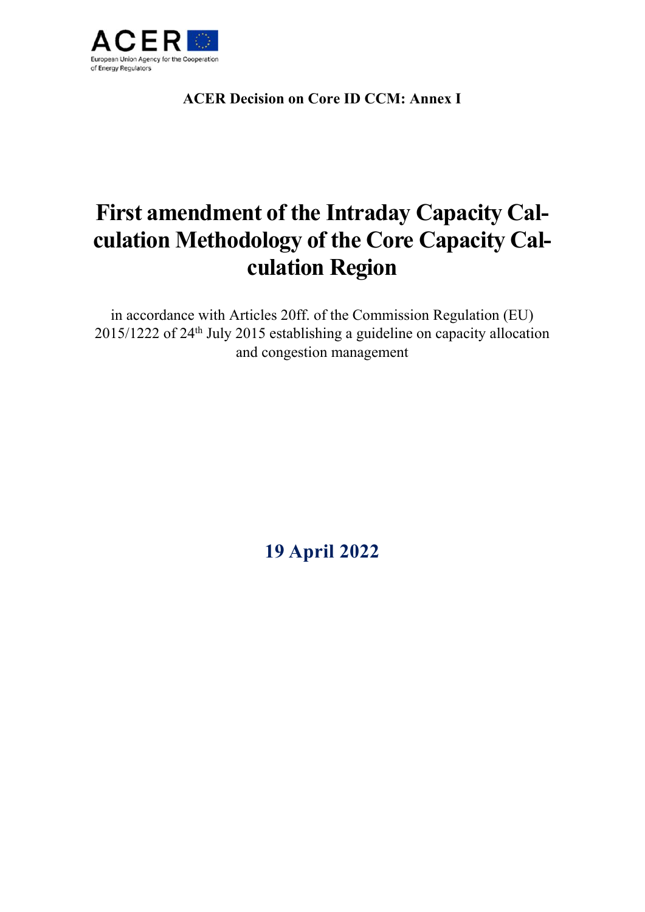**ACER Decision on Core ID CCM: Annex I**

# First amendment of the Intraday Capacity Calculation Methodology of the Core Capacity Calculation Region

in accordance with Articles 20ff. of the Commission Regulation (EU) 2015/1222 of 24th July 2015 establishing a guideline on capacity allocation and congestion management

**19 April 2022**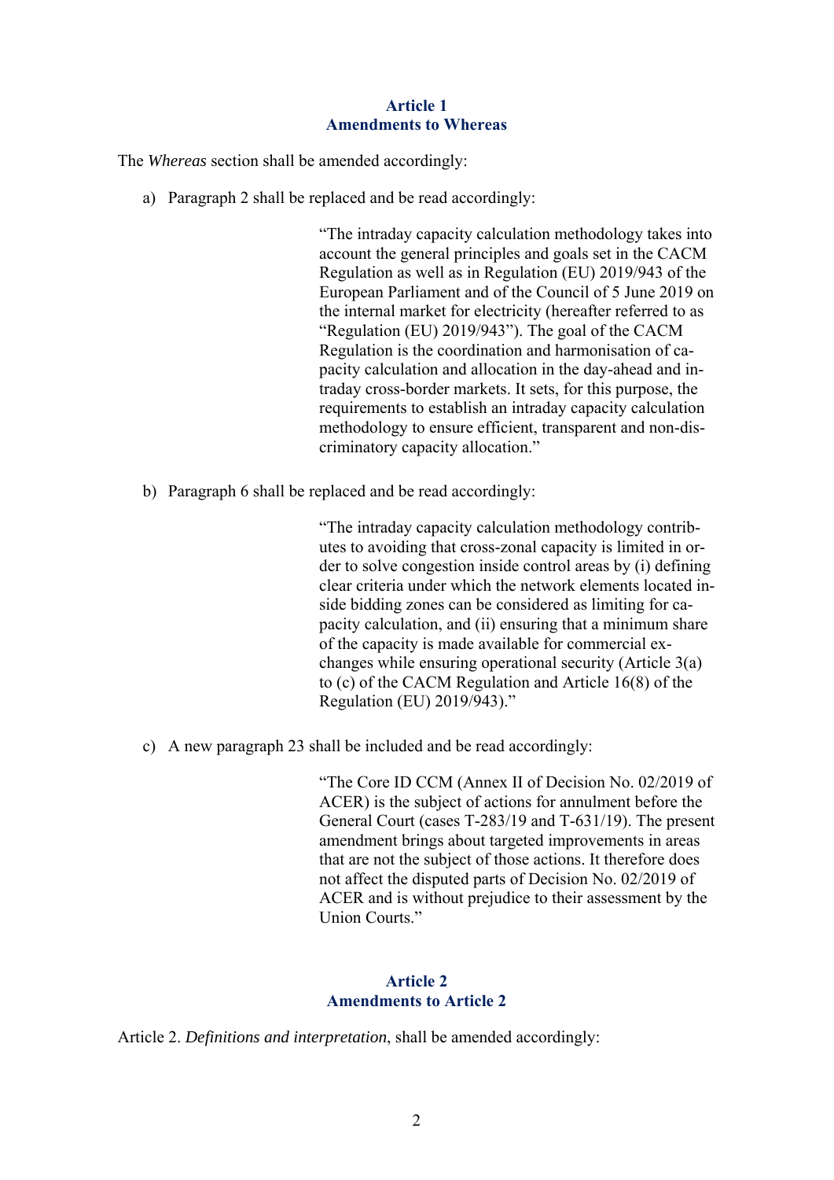**Article 1**
**Amendments to Whereas**

The *Whereas* section shall be amended accordingly:

a) Paragraph 2 shall be replaced and be read accordingly:

> "The intraday capacity calculation methodology takes into account the general principles and goals set in the CACM Regulation as well as in Regulation (EU) 2019/943 of the European Parliament and of the Council of 5 June 2019 on the internal market for electricity (hereafter referred to as "Regulation (EU) 2019/943"). The goal of the CACM Regulation is the coordination and harmonisation of capacity calculation and allocation in the day-ahead and intraday cross-border markets. It sets, for this purpose, the requirements to establish an intraday capacity calculation methodology to ensure efficient, transparent and non-discriminatory capacity allocation."

b) Paragraph 6 shall be replaced and be read accordingly:

> "The intraday capacity calculation methodology contributes to avoiding that cross-zonal capacity is limited in order to solve congestion inside control areas by (i) defining clear criteria under which the network elements located inside bidding zones can be considered as limiting for capacity calculation, and (ii) ensuring that a minimum share of the capacity is made available for commercial exchanges while ensuring operational security (Article 3(a) to (c) of the CACM Regulation and Article 16(8) of the Regulation (EU) 2019/943)."

c) A new paragraph 23 shall be included and be read accordingly:

> "The Core ID CCM (Annex II of Decision No. 02/2019 of ACER) is the subject of actions for annulment before the General Court (cases T-283/19 and T-631/19). The present amendment brings about targeted improvements in areas that are not the subject of those actions. It therefore does not affect the disputed parts of Decision No. 02/2019 of ACER and is without prejudice to their assessment by the Union Courts."

**Article 2**
**Amendments to Article 2**

Article 2. *Definitions and interpretation*, shall be amended accordingly: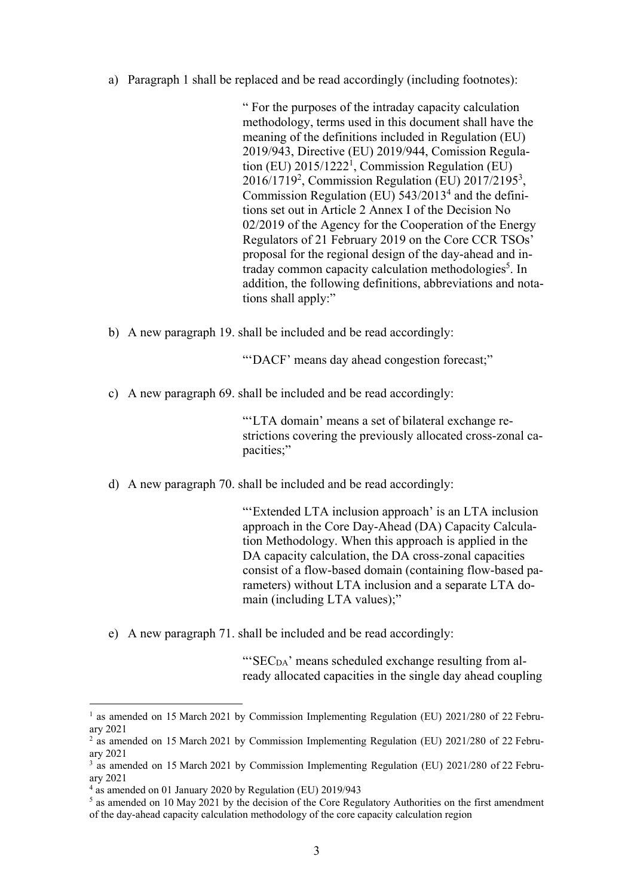a) Paragraph 1 shall be replaced and be read accordingly (including footnotes):

> " For the purposes of the intraday capacity calculation methodology, terms used in this document shall have the meaning of the definitions included in Regulation (EU) 2019/943, Directive (EU) 2019/944, Comission Regulation (EU) 2015/1222[1], Commission Regulation (EU) 2016/1719[2], Commission Regulation (EU) 2017/2195[3], Commission Regulation (EU) 543/2013[4] and the definitions set out in Article 2 Annex I of the Decision No 02/2019 of the Agency for the Cooperation of the Energy Regulators of 21 February 2019 on the Core CCR TSOs' proposal for the regional design of the day-ahead and intraday common capacity calculation methodologies[5]. In addition, the following definitions, abbreviations and notations shall apply:"

b) A new paragraph 19. shall be included and be read accordingly:

> "'DACF' means day ahead congestion forecast;"

c) A new paragraph 69. shall be included and be read accordingly:

> "'LTA domain' means a set of bilateral exchange restrictions covering the previously allocated cross-zonal capacities;"

d) A new paragraph 70. shall be included and be read accordingly:

> "'Extended LTA inclusion approach' is an LTA inclusion approach in the Core Day-Ahead (DA) Capacity Calculation Methodology. When this approach is applied in the DA capacity calculation, the DA cross-zonal capacities consist of a flow-based domain (containing flow-based parameters) without LTA inclusion and a separate LTA domain (including LTA values);"

e) A new paragraph 71. shall be included and be read accordingly:

> "'$SEC_{DA}$' means scheduled exchange resulting from already allocated capacities in the single day ahead coupling

---

[1] as amended on 15 March 2021 by Commission Implementing Regulation (EU) 2021/280 of 22 February 2021

[2] as amended on 15 March 2021 by Commission Implementing Regulation (EU) 2021/280 of 22 February 2021

[3] as amended on 15 March 2021 by Commission Implementing Regulation (EU) 2021/280 of 22 February 2021

[4] as amended on 01 January 2020 by Regulation (EU) 2019/943

[5] as amended on 10 May 2021 by the decision of the Core Regulatory Authorities on the first amendment of the day-ahead capacity calculation methodology of the core capacity calculation region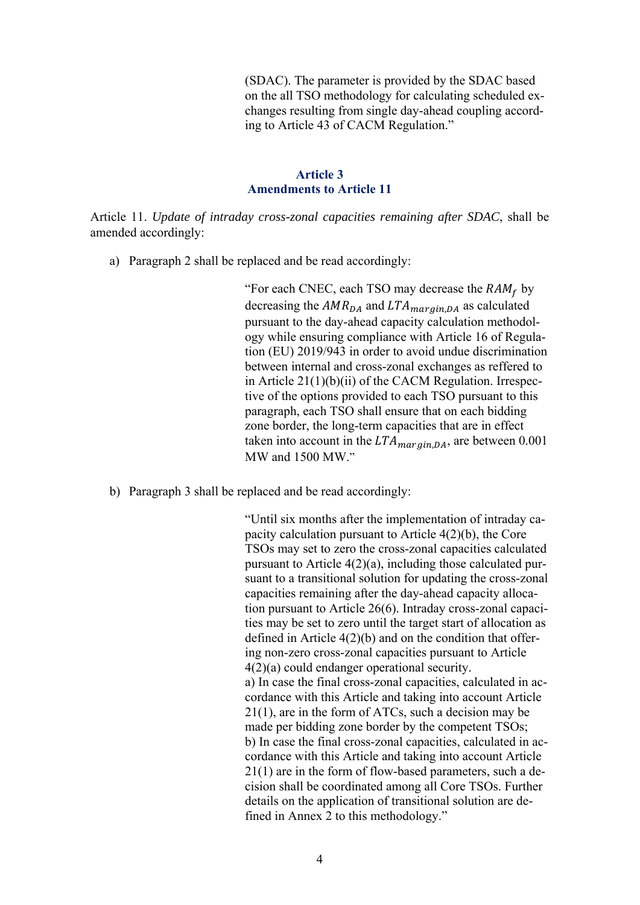(SDAC). The parameter is provided by the SDAC based on the all TSO methodology for calculating scheduled exchanges resulting from single day-ahead coupling according to Article 43 of CACM Regulation."

## Article 3
## Amendments to Article 11

Article 11. *Update of intraday cross-zonal capacities remaining after SDAC*, shall be amended accordingly:

a) Paragraph 2 shall be replaced and be read accordingly:

> "For each CNEC, each TSO may decrease the $RAM_f$ by decreasing the $AMR_{DA}$ and $LTA_{margin,DA}$ as calculated pursuant to the day-ahead capacity calculation methodology while ensuring compliance with Article 16 of Regulation (EU) 2019/943 in order to avoid undue discrimination between internal and cross-zonal exchanges as reffered to in Article 21(1)(b)(ii) of the CACM Regulation. Irrespective of the options provided to each TSO pursuant to this paragraph, each TSO shall ensure that on each bidding zone border, the long-term capacities that are in effect taken into account in the $LTA_{margin,DA}$, are between 0.001 MW and 1500 MW."

b) Paragraph 3 shall be replaced and be read accordingly:

> "Until six months after the implementation of intraday capacity calculation pursuant to Article 4(2)(b), the Core TSOs may set to zero the cross-zonal capacities calculated pursuant to Article 4(2)(a), including those calculated pursuant to a transitional solution for updating the cross-zonal capacities remaining after the day-ahead capacity allocation pursuant to Article 26(6). Intraday cross-zonal capacities may be set to zero until the target start of allocation as defined in Article 4(2)(b) and on the condition that offering non-zero cross-zonal capacities pursuant to Article 4(2)(a) could endanger operational security.
> a) In case the final cross-zonal capacities, calculated in accordance with this Article and taking into account Article 21(1), are in the form of ATCs, such a decision may be made per bidding zone border by the competent TSOs;
> b) In case the final cross-zonal capacities, calculated in accordance with this Article and taking into account Article 21(1) are in the form of flow-based parameters, such a decision shall be coordinated among all Core TSOs. Further details on the application of transitional solution are defined in Annex 2 to this methodology."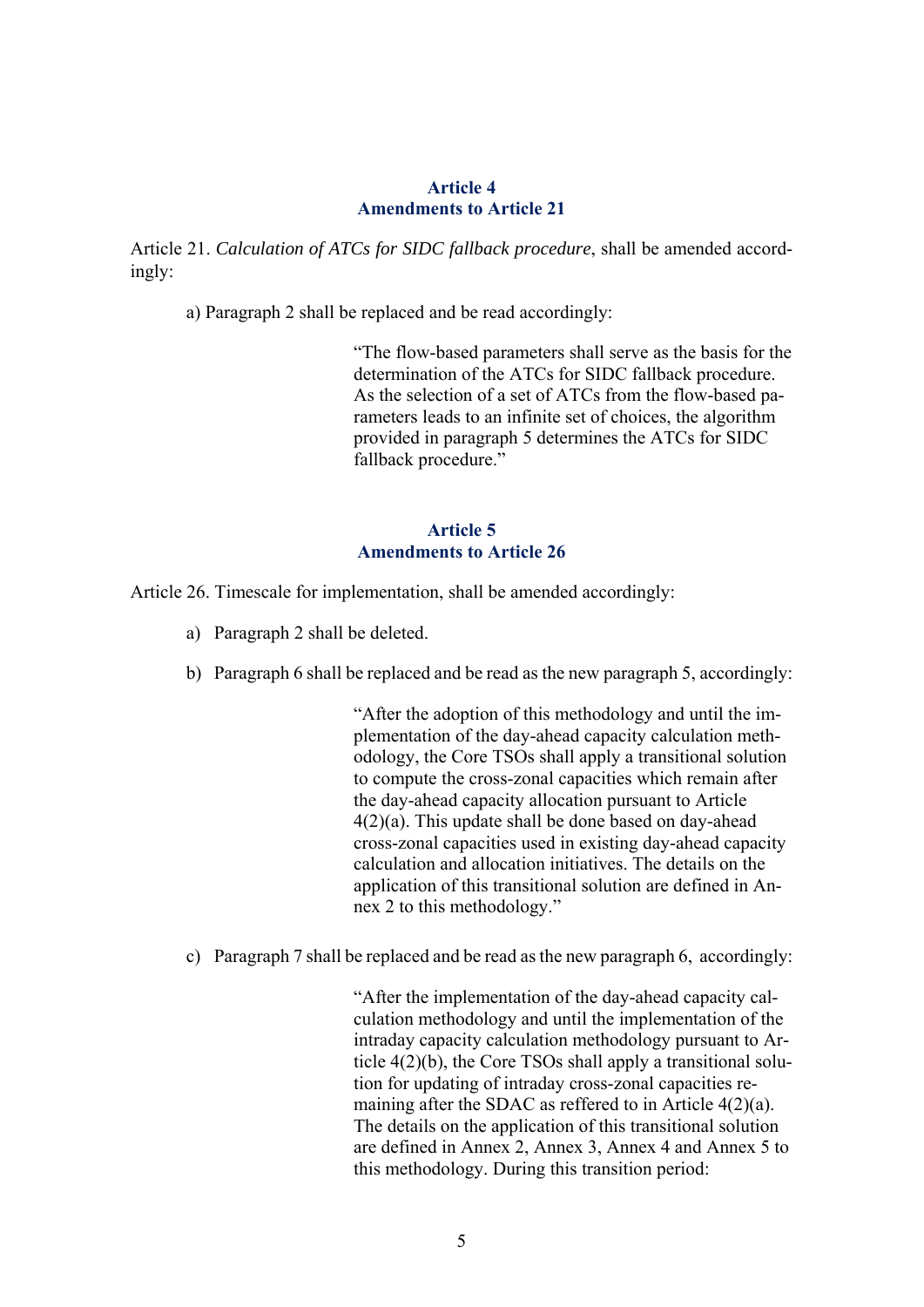### Article 4
### Amendments to Article 21

Article 21. *Calculation of ATCs for SIDC fallback procedure*, shall be amended accordingly:

a) Paragraph 2 shall be replaced and be read accordingly:

> "The flow-based parameters shall serve as the basis for the determination of the ATCs for SIDC fallback procedure. As the selection of a set of ATCs from the flow-based parameters leads to an infinite set of choices, the algorithm provided in paragraph 5 determines the ATCs for SIDC fallback procedure."

### Article 5
### Amendments to Article 26

Article 26. Timescale for implementation, shall be amended accordingly:

a) Paragraph 2 shall be deleted.

b) Paragraph 6 shall be replaced and be read as the new paragraph 5, accordingly:

> "After the adoption of this methodology and until the implementation of the day-ahead capacity calculation methodology, the Core TSOs shall apply a transitional solution to compute the cross-zonal capacities which remain after the day-ahead capacity allocation pursuant to Article 4(2)(a). This update shall be done based on day-ahead cross-zonal capacities used in existing day-ahead capacity calculation and allocation initiatives. The details on the application of this transitional solution are defined in Annex 2 to this methodology."

c) Paragraph 7 shall be replaced and be read as the new paragraph 6, accordingly:

> "After the implementation of the day-ahead capacity calculation methodology and until the implementation of the intraday capacity calculation methodology pursuant to Article 4(2)(b), the Core TSOs shall apply a transitional solution for updating of intraday cross-zonal capacities remaining after the SDAC as reffered to in Article 4(2)(a). The details on the application of this transitional solution are defined in Annex 2, Annex 3, Annex 4 and Annex 5 to this methodology. During this transition period: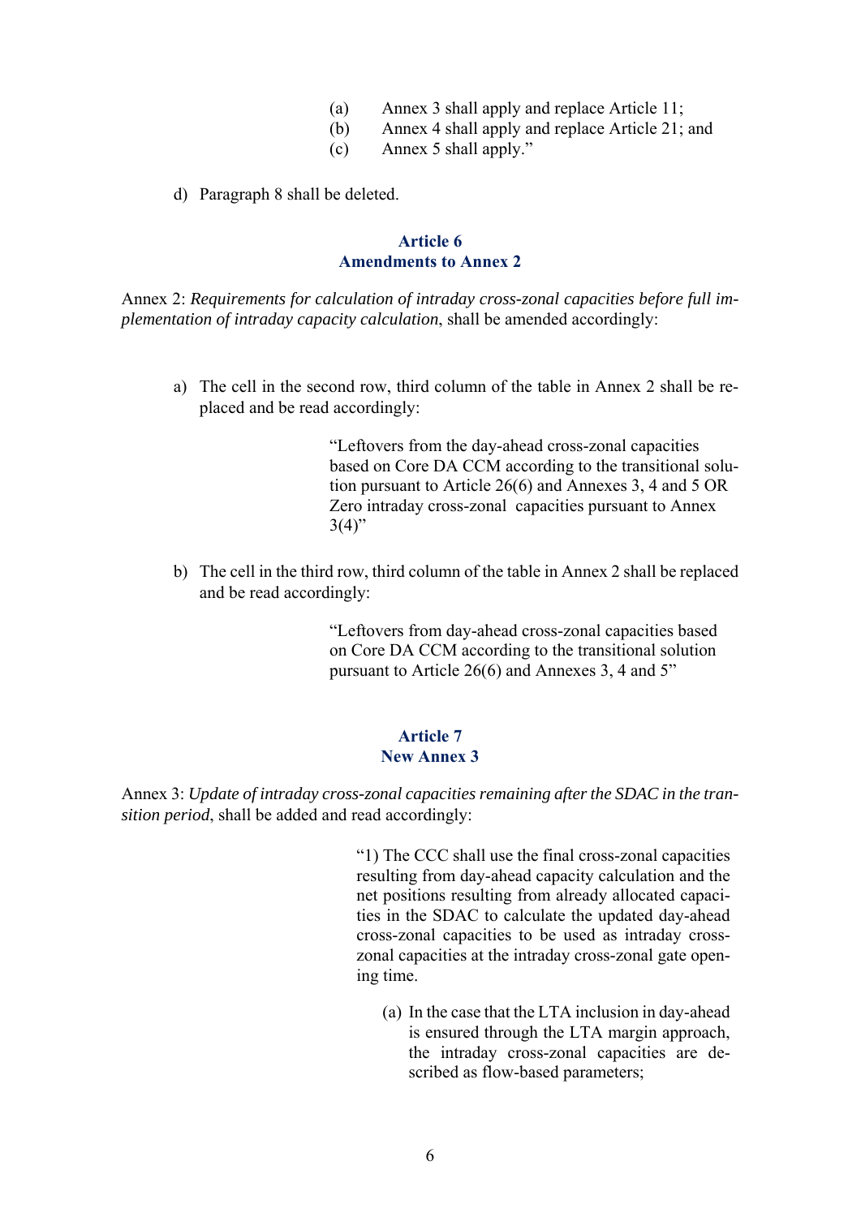(a) Annex 3 shall apply and replace Article 11;
(b) Annex 4 shall apply and replace Article 21; and
(c) Annex 5 shall apply."

d) Paragraph 8 shall be deleted.

### Article 6
### Amendments to Annex 2

Annex 2: *Requirements for calculation of intraday cross-zonal capacities before full implementation of intraday capacity calculation*, shall be amended accordingly:

a) The cell in the second row, third column of the table in Annex 2 shall be replaced and be read accordingly:

> "Leftovers from the day-ahead cross-zonal capacities based on Core DA CCM according to the transitional solution pursuant to Article 26(6) and Annexes 3, 4 and 5 OR Zero intraday cross-zonal capacities pursuant to Annex 3(4)"

b) The cell in the third row, third column of the table in Annex 2 shall be replaced and be read accordingly:

> "Leftovers from day-ahead cross-zonal capacities based on Core DA CCM according to the transitional solution pursuant to Article 26(6) and Annexes 3, 4 and 5"

### Article 7
### New Annex 3

Annex 3: *Update of intraday cross-zonal capacities remaining after the SDAC in the transition period*, shall be added and read accordingly:

> "1) The CCC shall use the final cross-zonal capacities resulting from day-ahead capacity calculation and the net positions resulting from already allocated capacities in the SDAC to calculate the updated day-ahead cross-zonal capacities to be used as intraday cross-zonal capacities at the intraday cross-zonal gate opening time.
>
> (a) In the case that the LTA inclusion in day-ahead is ensured through the LTA margin approach, the intraday cross-zonal capacities are described as flow-based parameters;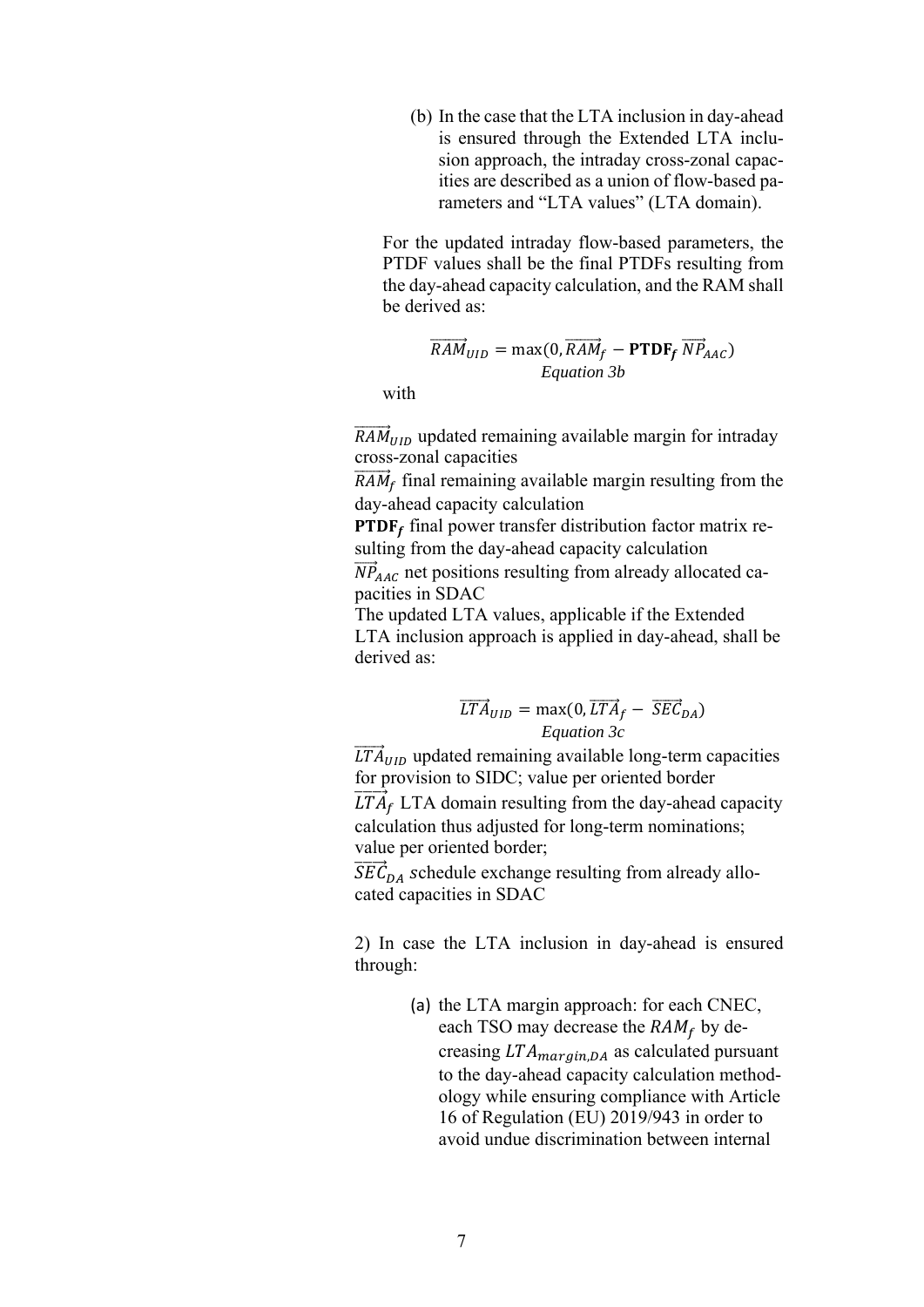(b) In the case that the LTA inclusion in day-ahead is ensured through the Extended LTA inclusion approach, the intraday cross-zonal capacities are described as a union of flow-based parameters and "LTA values" (LTA domain).

For the updated intraday flow-based parameters, the PTDF values shall be the final PTDFs resulting from the day-ahead capacity calculation, and the RAM shall be derived as:

$$\overrightarrow{RAM}_{UID} = \max(0, \overrightarrow{RAM}_f - \mathbf{PTDF_f}\,\overrightarrow{NP}_{AAC})$$

*Equation 3b*

with

$\overrightarrow{RAM}_{UID}$ updated remaining available margin for intraday cross-zonal capacities

$\overrightarrow{RAM}_f$ final remaining available margin resulting from the day-ahead capacity calculation

$\mathbf{PTDF_f}$ final power transfer distribution factor matrix resulting from the day-ahead capacity calculation

$\overrightarrow{NP}_{AAC}$ net positions resulting from already allocated capacities in SDAC

The updated LTA values, applicable if the Extended LTA inclusion approach is applied in day-ahead, shall be derived as:

$$\overrightarrow{LTA}_{UID} = \max(0, \overrightarrow{LTA}_f - \overrightarrow{SEC}_{DA})$$

*Equation 3c*

$\overrightarrow{LTA}_{UID}$ updated remaining available long-term capacities for provision to SIDC; value per oriented border

$\overrightarrow{LTA}_f$ LTA domain resulting from the day-ahead capacity calculation thus adjusted for long-term nominations; value per oriented border;

$\overrightarrow{SEC}_{DA}$ *s*chedule exchange resulting from already allocated capacities in SDAC

2) In case the LTA inclusion in day-ahead is ensured through:

(a) the LTA margin approach: for each CNEC, each TSO may decrease the $RAM_f$ by decreasing $LTA_{margin,DA}$ as calculated pursuant to the day-ahead capacity calculation methodology while ensuring compliance with Article 16 of Regulation (EU) 2019/943 in order to avoid undue discrimination between internal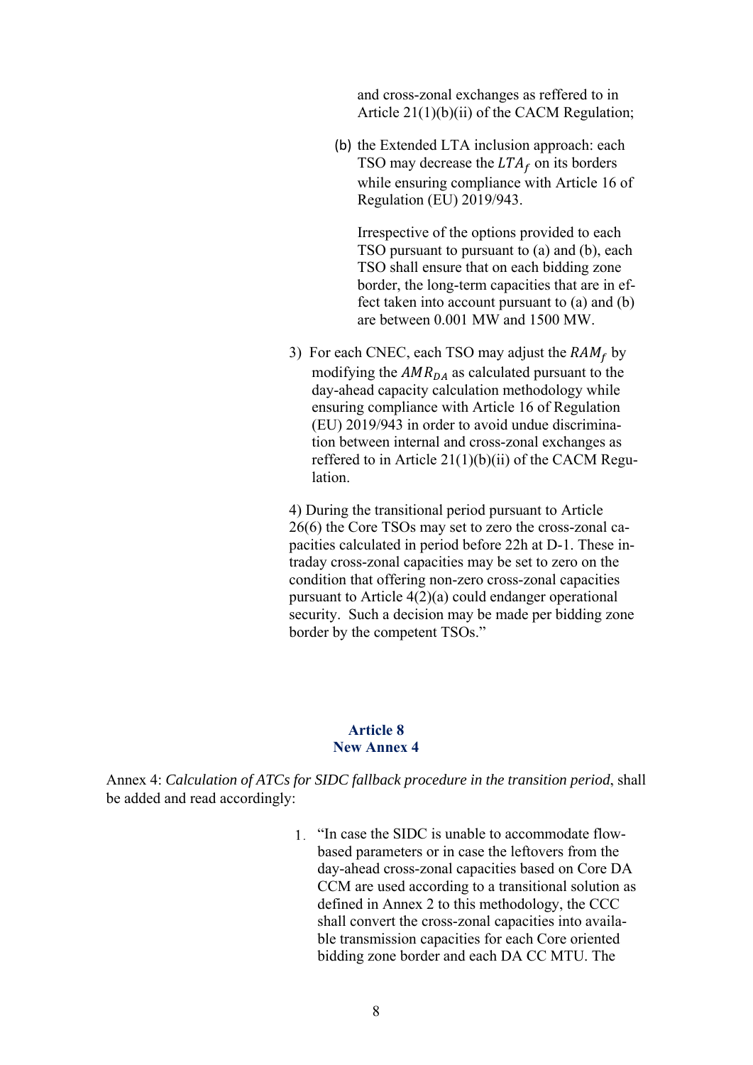and cross-zonal exchanges as reffered to in Article 21(1)(b)(ii) of the CACM Regulation;

(b) the Extended LTA inclusion approach: each TSO may decrease the $LTA_f$ on its borders while ensuring compliance with Article 16 of Regulation (EU) 2019/943.

Irrespective of the options provided to each TSO pursuant to pursuant to (a) and (b), each TSO shall ensure that on each bidding zone border, the long-term capacities that are in effect taken into account pursuant to (a) and (b) are between 0.001 MW and 1500 MW.

3) For each CNEC, each TSO may adjust the $RAM_f$ by modifying the $AMR_{DA}$ as calculated pursuant to the day-ahead capacity calculation methodology while ensuring compliance with Article 16 of Regulation (EU) 2019/943 in order to avoid undue discrimination between internal and cross-zonal exchanges as reffered to in Article 21(1)(b)(ii) of the CACM Regulation.

4) During the transitional period pursuant to Article 26(6) the Core TSOs may set to zero the cross-zonal capacities calculated in period before 22h at D-1. These intraday cross-zonal capacities may be set to zero on the condition that offering non-zero cross-zonal capacities pursuant to Article 4(2)(a) could endanger operational security. Such a decision may be made per bidding zone border by the competent TSOs."

## Article 8
## New Annex 4

Annex 4: *Calculation of ATCs for SIDC fallback procedure in the transition period*, shall be added and read accordingly:

1. "In case the SIDC is unable to accommodate flow-based parameters or in case the leftovers from the day-ahead cross-zonal capacities based on Core DA CCM are used according to a transitional solution as defined in Annex 2 to this methodology, the CCC shall convert the cross-zonal capacities into available transmission capacities for each Core oriented bidding zone border and each DA CC MTU. The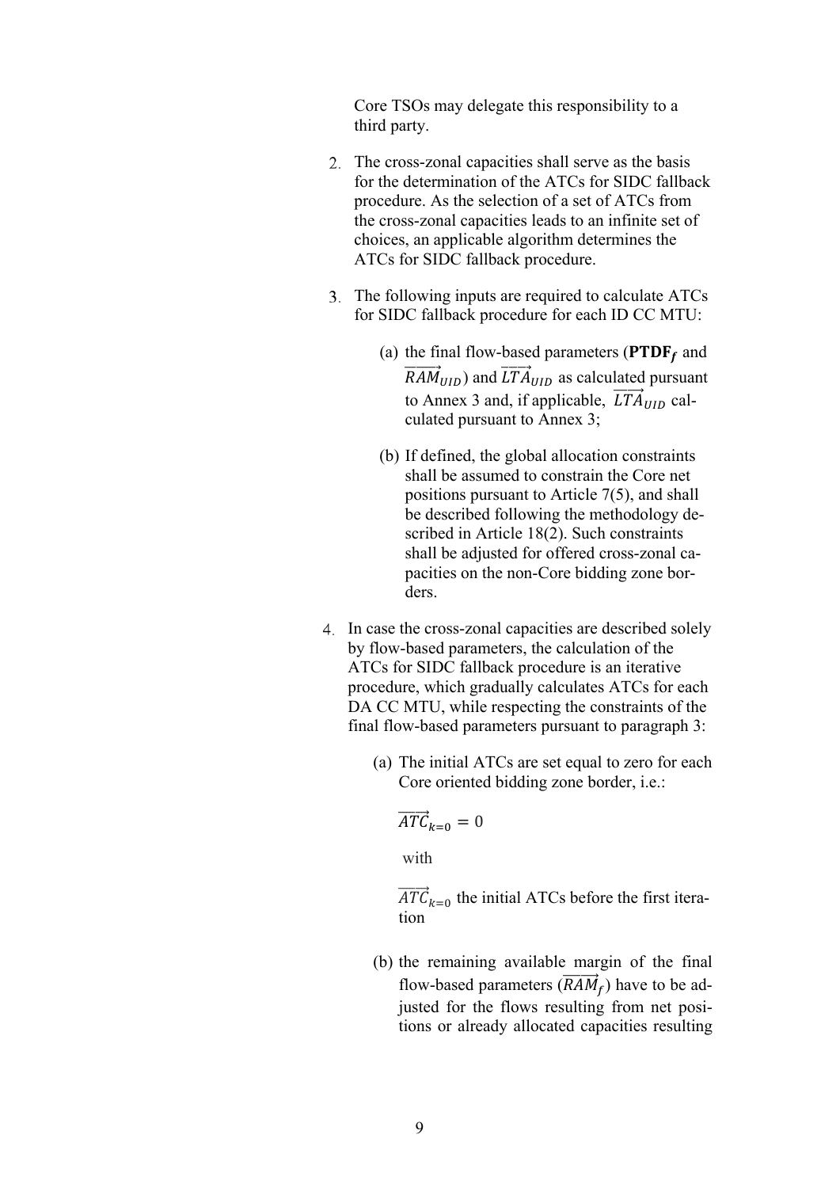Core TSOs may delegate this responsibility to a third party.

2. The cross-zonal capacities shall serve as the basis for the determination of the ATCs for SIDC fallback procedure. As the selection of a set of ATCs from the cross-zonal capacities leads to an infinite set of choices, an applicable algorithm determines the ATCs for SIDC fallback procedure.

3. The following inputs are required to calculate ATCs for SIDC fallback procedure for each ID CC MTU:

   (a) the final flow-based parameters ($\mathbf{PTDF}_f$ and $\overrightarrow{RAM}_{UID}$) and $\overrightarrow{LTA}_{UID}$ as calculated pursuant to Annex 3 and, if applicable, $\overrightarrow{LTA}_{UID}$ calculated pursuant to Annex 3;

   (b) If defined, the global allocation constraints shall be assumed to constrain the Core net positions pursuant to Article 7(5), and shall be described following the methodology described in Article 18(2). Such constraints shall be adjusted for offered cross-zonal capacities on the non-Core bidding zone borders.

4. In case the cross-zonal capacities are described solely by flow-based parameters, the calculation of the ATCs for SIDC fallback procedure is an iterative procedure, which gradually calculates ATCs for each DA CC MTU, while respecting the constraints of the final flow-based parameters pursuant to paragraph 3:

   (a) The initial ATCs are set equal to zero for each Core oriented bidding zone border, i.e.:

   $$\overrightarrow{ATC}_{k=0} = 0$$

   with

   $\overrightarrow{ATC}_{k=0}$ the initial ATCs before the first iteration

   (b) the remaining available margin of the final flow-based parameters ($\overrightarrow{RAM}_f$) have to be adjusted for the flows resulting from net positions or already allocated capacities resulting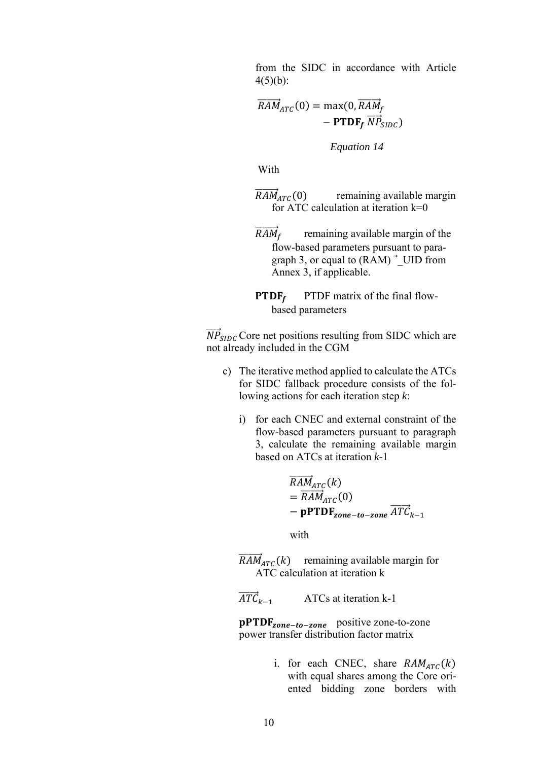from the SIDC in accordance with Article 4(5)(b):

$$\overrightarrow{RAM}_{ATC}(0) = \max(0, \overrightarrow{RAM}_f - \mathbf{PTDF_f}\, \overrightarrow{NP}_{SIDC})$$

*Equation 14*

With

$\overrightarrow{RAM}_{ATC}(0)$ remaining available margin for ATC calculation at iteration k=0

$\overrightarrow{RAM}_f$ remaining available margin of the flow-based parameters pursuant to paragraph 3, or equal to (RAM) ⃗_UID from Annex 3, if applicable.

$\mathbf{PTDF_f}$ PTDF matrix of the final flow-based parameters

$\overrightarrow{NP}_{SIDC}$ Core net positions resulting from SIDC which are not already included in the CGM

c) The iterative method applied to calculate the ATCs for SIDC fallback procedure consists of the following actions for each iteration step *k*:

   i) for each CNEC and external constraint of the flow-based parameters pursuant to paragraph 3, calculate the remaining available margin based on ATCs at iteration *k*-1

$$\overrightarrow{RAM}_{ATC}(k) = \overrightarrow{RAM}_{ATC}(0) - \mathbf{pPTDF}_{\boldsymbol{zone-to-zone}}\, \overrightarrow{ATC}_{k-1}$$

   with

   $\overrightarrow{RAM}_{ATC}(k)$ remaining available margin for ATC calculation at iteration k

   $\overrightarrow{ATC}_{k-1}$ ATCs at iteration k-1

   $\mathbf{pPTDF}_{\boldsymbol{zone-to-zone}}$ positive zone-to-zone power transfer distribution factor matrix

      i. for each CNEC, share $RAM_{ATC}(k)$ with equal shares among the Core oriented bidding zone borders with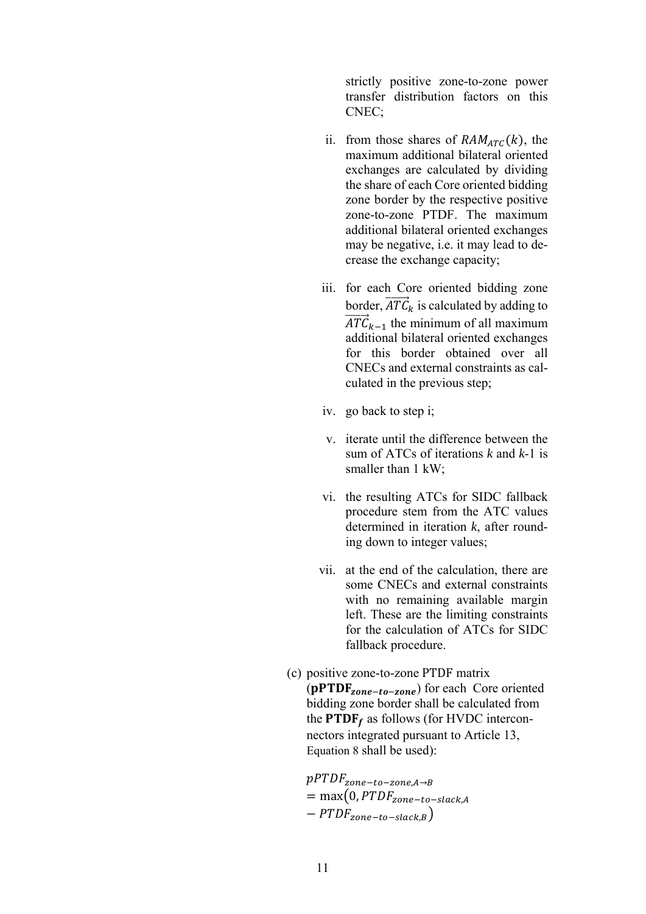strictly positive zone-to-zone power transfer distribution factors on this CNEC;

ii. from those shares of $RAM_{ATC}(k)$, the maximum additional bilateral oriented exchanges are calculated by dividing the share of each Core oriented bidding zone border by the respective positive zone-to-zone PTDF. The maximum additional bilateral oriented exchanges may be negative, i.e. it may lead to decrease the exchange capacity;

iii. for each Core oriented bidding zone border, $\overrightarrow{ATC_k}$ is calculated by adding to $\overrightarrow{ATC_{k-1}}$ the minimum of all maximum additional bilateral oriented exchanges for this border obtained over all CNECs and external constraints as calculated in the previous step;

iv. go back to step i;

v. iterate until the difference between the sum of ATCs of iterations *k* and *k*-1 is smaller than 1 kW;

vi. the resulting ATCs for SIDC fallback procedure stem from the ATC values determined in iteration *k*, after rounding down to integer values;

vii. at the end of the calculation, there are some CNECs and external constraints with no remaining available margin left. These are the limiting constraints for the calculation of ATCs for SIDC fallback procedure.

(c) positive zone-to-zone PTDF matrix ($\mathbf{pPTDF}_{zone-to-zone}$) for each Core oriented bidding zone border shall be calculated from the $\mathbf{PTDF}_f$ as follows (for HVDC interconnectors integrated pursuant to Article 13, Equation 8 shall be used):

$$pPTDF_{zone-to-zone,A \to B} = \max\left(0, PTDF_{zone-to-slack,A} - PTDF_{zone-to-slack,B}\right)$$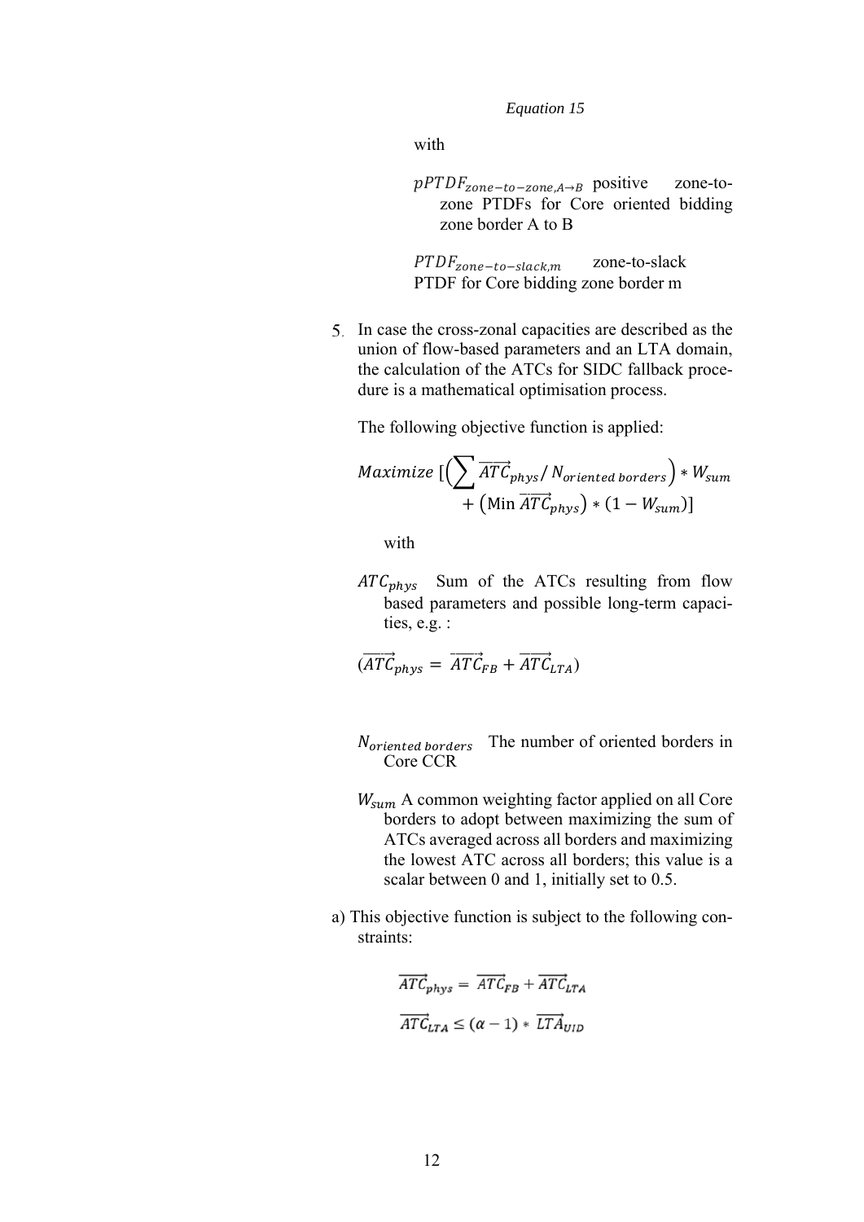*Equation 15*

with

$pPTDF_{zone-to-zone,A\rightarrow B}$ positive zone-to-zone PTDFs for Core oriented bidding zone border A to B

$PTDF_{zone-to-slack,m}$ zone-to-slack PTDF for Core bidding zone border m

5. In case the cross-zonal capacities are described as the union of flow-based parameters and an LTA domain, the calculation of the ATCs for SIDC fallback procedure is a mathematical optimisation process.

   The following objective function is applied:

$$Maximize \; [\left(\sum \overrightarrow{ATC}_{phys} / N_{oriented\,borders}\right) * W_{sum} + \left(\text{Min}\, \overrightarrow{ATC}_{phys}\right) * (1 - W_{sum})]$$

   with

   $ATC_{phys}$ Sum of the ATCs resulting from flow based parameters and possible long-term capacities, e.g. :

   $(\overrightarrow{ATC}_{phys} = \overrightarrow{ATC}_{FB} + \overrightarrow{ATC}_{LTA})$

   $N_{oriented\,borders}$ The number of oriented borders in Core CCR

   $W_{sum}$ A common weighting factor applied on all Core borders to adopt between maximizing the sum of ATCs averaged across all borders and maximizing the lowest ATC across all borders; this value is a scalar between 0 and 1, initially set to 0.5.

a) This objective function is subject to the following constraints:

$$\overrightarrow{ATC}_{phys} = \overrightarrow{ATC}_{FB} + \overrightarrow{ATC}_{LTA}$$

$$\overrightarrow{ATC}_{LTA} \leq (\alpha - 1) * \overrightarrow{LTA}_{UID}$$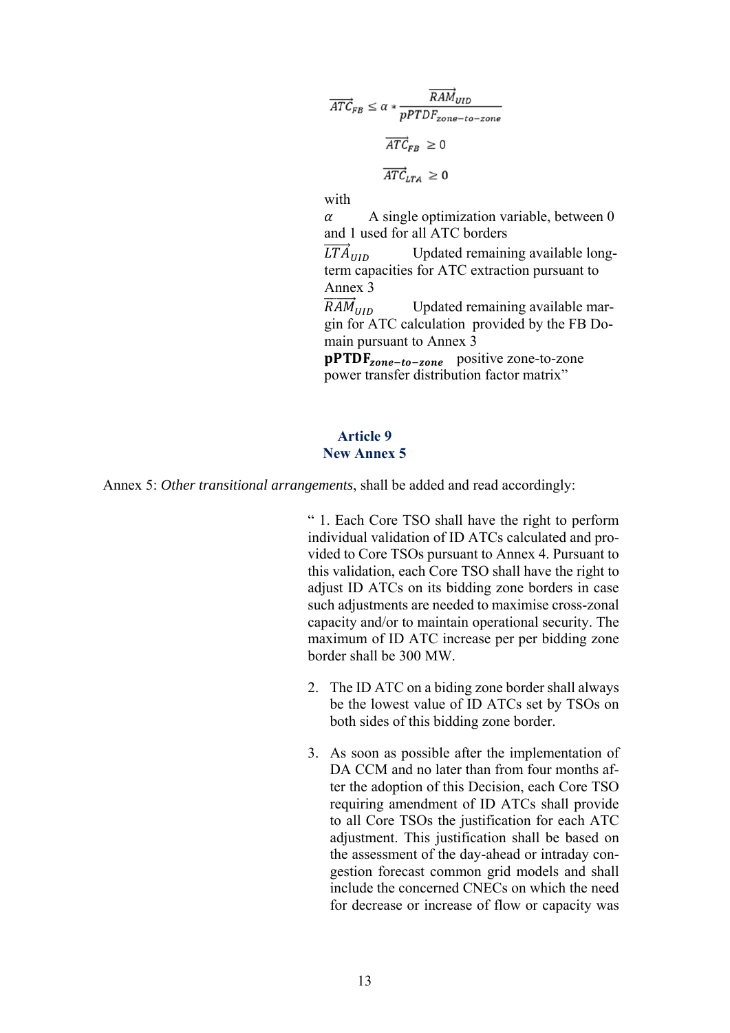$$\overrightarrow{ATC}_{FB} \leq \alpha * \frac{\overrightarrow{RAM}_{UID}}{pPTDF_{zone-to-zone}}$$

$$\overrightarrow{ATC}_{FB} \geq 0$$

$$\overrightarrow{ATC}_{LTA} \geq \mathbf{0}$$

with

$\alpha$ A single optimization variable, between 0 and 1 used for all ATC borders

$\overrightarrow{LTA}_{UID}$ Updated remaining available long-term capacities for ATC extraction pursuant to Annex 3

$\overrightarrow{RAM}_{UID}$ Updated remaining available margin for ATC calculation provided by the FB Domain pursuant to Annex 3

$\mathbf{pPTDF}_{zone-to-zone}$ positive zone-to-zone power transfer distribution factor matrix"

## Article 9
## New Annex 5

Annex 5: *Other transitional arrangements*, shall be added and read accordingly:

" 1. Each Core TSO shall have the right to perform individual validation of ID ATCs calculated and provided to Core TSOs pursuant to Annex 4. Pursuant to this validation, each Core TSO shall have the right to adjust ID ATCs on its bidding zone borders in case such adjustments are needed to maximise cross-zonal capacity and/or to maintain operational security. The maximum of ID ATC increase per per bidding zone border shall be 300 MW.

2. The ID ATC on a biding zone border shall always be the lowest value of ID ATCs set by TSOs on both sides of this bidding zone border.

3. As soon as possible after the implementation of DA CCM and no later than from four months after the adoption of this Decision, each Core TSO requiring amendment of ID ATCs shall provide to all Core TSOs the justification for each ATC adjustment. This justification shall be based on the assessment of the day-ahead or intraday congestion forecast common grid models and shall include the concerned CNECs on which the need for decrease or increase of flow or capacity was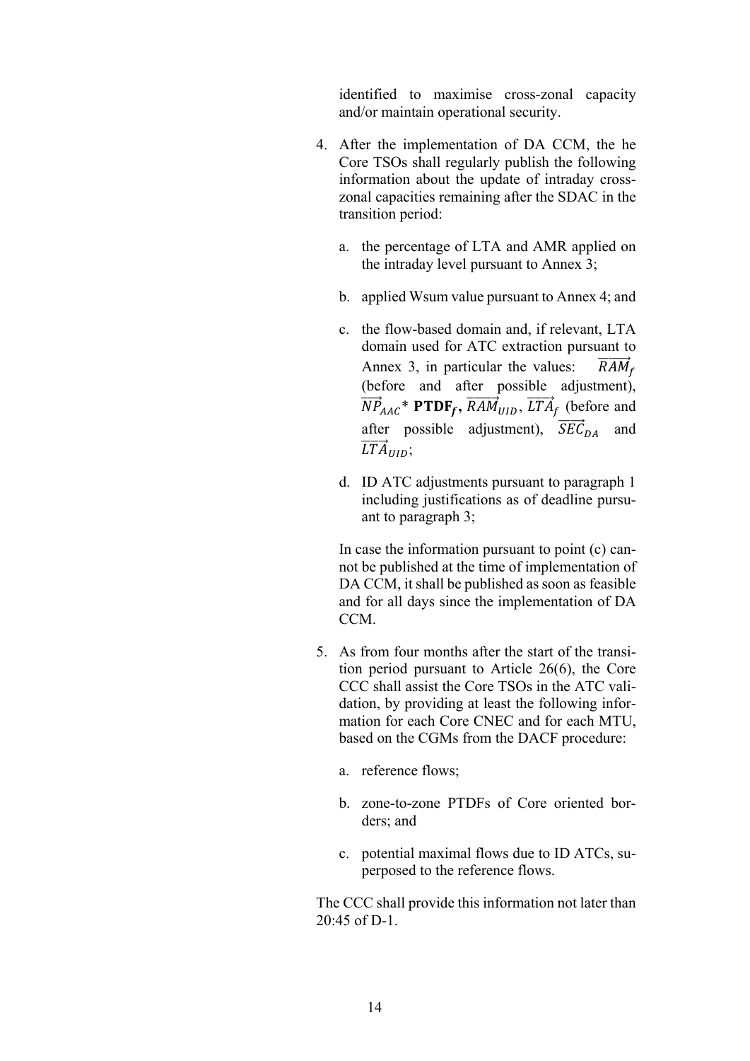identified to maximise cross-zonal capacity and/or maintain operational security.

4. After the implementation of DA CCM, the he Core TSOs shall regularly publish the following information about the update of intraday cross-zonal capacities remaining after the SDAC in the transition period:

   a. the percentage of LTA and AMR applied on the intraday level pursuant to Annex 3;

   b. applied Wsum value pursuant to Annex 4; and

   c. the flow-based domain and, if relevant, LTA domain used for ATC extraction pursuant to Annex 3, in particular the values: $\overrightarrow{RAM}_f$ (before and after possible adjustment), $\overrightarrow{NP}_{AAC}$* $\mathbf{PTDF_f}$, $\overrightarrow{RAM}_{UID}$, $\overrightarrow{LTA}_f$ (before and after possible adjustment), $\overrightarrow{SEC}_{DA}$ and $\overrightarrow{LTA}_{UID}$;

   d. ID ATC adjustments pursuant to paragraph 1 including justifications as of deadline pursuant to paragraph 3;

   In case the information pursuant to point (c) cannot be published at the time of implementation of DA CCM, it shall be published as soon as feasible and for all days since the implementation of DA CCM.

5. As from four months after the start of the transition period pursuant to Article 26(6), the Core CCC shall assist the Core TSOs in the ATC validation, by providing at least the following information for each Core CNEC and for each MTU, based on the CGMs from the DACF procedure:

   a. reference flows;

   b. zone-to-zone PTDFs of Core oriented borders; and

   c. potential maximal flows due to ID ATCs, superposed to the reference flows.

The CCC shall provide this information not later than 20:45 of D-1.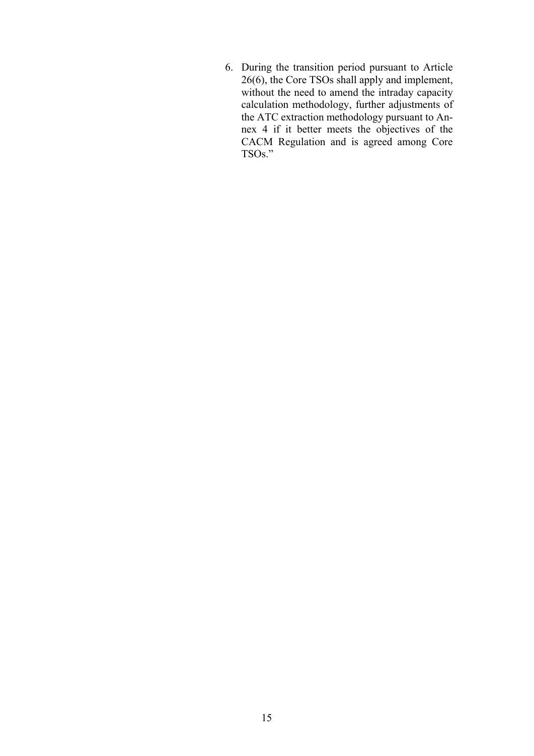6. During the transition period pursuant to Article 26(6), the Core TSOs shall apply and implement, without the need to amend the intraday capacity calculation methodology, further adjustments of the ATC extraction methodology pursuant to Annex 4 if it better meets the objectives of the CACM Regulation and is agreed among Core TSOs."